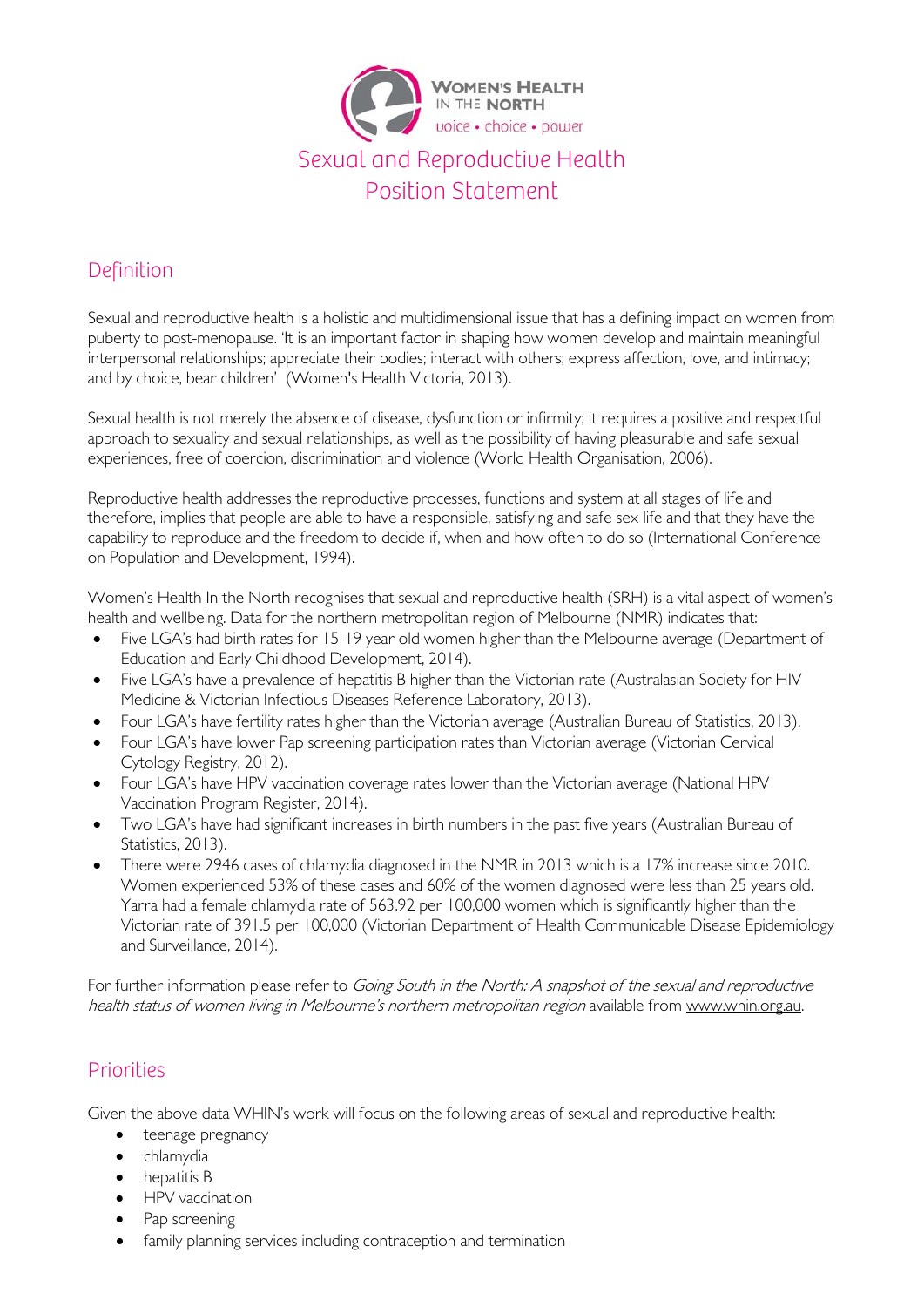WOMEN'S HEALTH IN THE NORTH

voice • choice • power

# Sexual and Reproductive Health Position Statement

## Definition

Sexual and reproductive health is a holistic and multidimensional issue that has a defining impact on women from puberty to post-menopause. 'It is an important factor in shaping how women develop and maintain meaningful interpersonal relationships; appreciate their bodies; interact with others; express affection, love, and intimacy; and by choice, bear children' (Women's Health Victoria, 2013).

Sexual health is not merely the absence of disease, dysfunction or infirmity; it requires a positive and respectful approach to sexuality and sexual relationships, as well as the possibility of having pleasurable and safe sexual experiences, free of coercion, discrimination and violence (World Health Organisation, 2006).

Reproductive health addresses the reproductive processes, functions and system at all stages of life and therefore, implies that people are able to have a responsible, satisfying and safe sex life and that they have the capability to reproduce and the freedom to decide if, when and how often to do so (International Conference on Population and Development, 1994).

Women's Health In the North recognises that sexual and reproductive health (SRH) is a vital aspect of women's health and wellbeing. Data for the northern metropolitan region of Melbourne (NMR) indicates that:

- Five LGA's had birth rates for 15-19 year old women higher than the Melbourne average (Department of Education and Early Childhood Development, 2014).
- Five LGA's have a prevalence of hepatitis B higher than the Victorian rate (Australasian Society for HIV Medicine & Victorian Infectious Diseases Reference Laboratory, 2013).
- Four LGA's have fertility rates higher than the Victorian average (Australian Bureau of Statistics, 2013).
- Four LGA's have lower Pap screening participation rates than Victorian average (Victorian Cervical Cytology Registry, 2012).
- Four LGA's have HPV vaccination coverage rates lower than the Victorian average (National HPV Vaccination Program Register, 2014).
- Two LGA's have had significant increases in birth numbers in the past five years (Australian Bureau of Statistics, 2013).
- There were 2946 cases of chlamydia diagnosed in the NMR in 2013 which is a 17% increase since 2010. Women experienced 53% of these cases and 60% of the women diagnosed were less than 25 years old. Yarra had a female chlamydia rate of 563.92 per 100,000 women which is significantly higher than the Victorian rate of 391.5 per 100,000 (Victorian Department of Health Communicable Disease Epidemiology and Surveillance, 2014).

For further information please refer to *Going South in the North: A snapshot of the sexual and reproductive health status of women living in Melbourne's northern metropolitan region* available from www.whin.org.au.

## Priorities

Given the above data WHIN's work will focus on the following areas of sexual and reproductive health:

- teenage pregnancy
- chlamydia
- hepatitis B
- HPV vaccination
- Pap screening
- family planning services including contraception and termination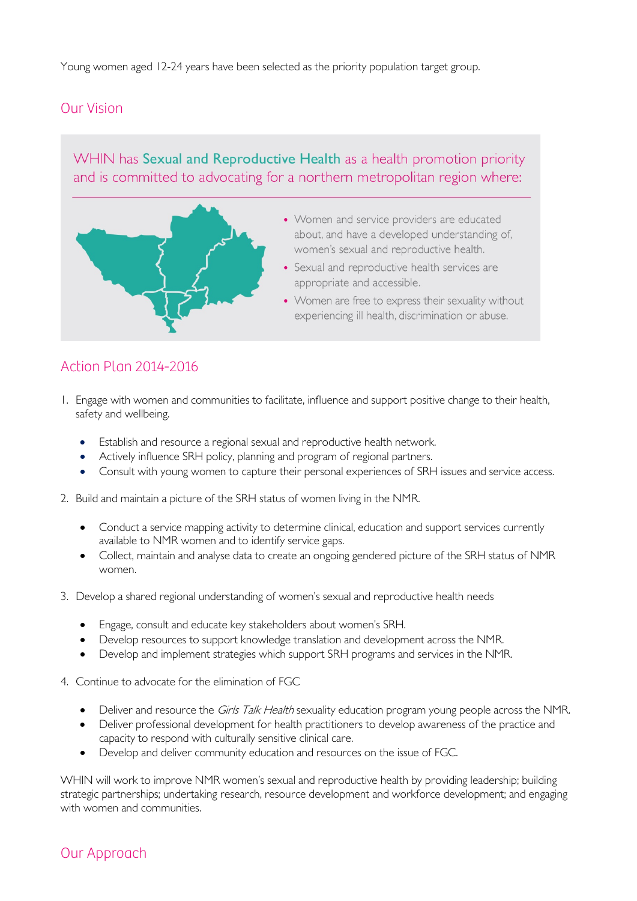Young women aged 12-24 years have been selected as the priority population target group.

## Our Vision

WHIN has **Sexual and Reproductive Health** as a health promotion priority and is committed to advocating for a northern metropolitan region where:

- Women and service providers are educated about, and have a developed understanding of, women's sexual and reproductive health.
- Sexual and reproductive health services are appropriate and accessible.
- Women are free to express their sexuality without experiencing ill health, discrimination or abuse.

## Action Plan 2014-2016

1. Engage with women and communities to facilitate, influence and support positive change to their health, safety and wellbeing.

    - Establish and resource a regional sexual and reproductive health network.
    - Actively influence SRH policy, planning and program of regional partners.
    - Consult with young women to capture their personal experiences of SRH issues and service access.

2. Build and maintain a picture of the SRH status of women living in the NMR.

    - Conduct a service mapping activity to determine clinical, education and support services currently available to NMR women and to identify service gaps.
    - Collect, maintain and analyse data to create an ongoing gendered picture of the SRH status of NMR women.

3. Develop a shared regional understanding of women's sexual and reproductive health needs

    - Engage, consult and educate key stakeholders about women's SRH.
    - Develop resources to support knowledge translation and development across the NMR.
    - Develop and implement strategies which support SRH programs and services in the NMR.

4. Continue to advocate for the elimination of FGC

    - Deliver and resource the *Girls Talk Health* sexuality education program young people across the NMR.
    - Deliver professional development for health practitioners to develop awareness of the practice and capacity to respond with culturally sensitive clinical care.
    - Develop and deliver community education and resources on the issue of FGC.

WHIN will work to improve NMR women's sexual and reproductive health by providing leadership; building strategic partnerships; undertaking research, resource development and workforce development; and engaging with women and communities.

## Our Approach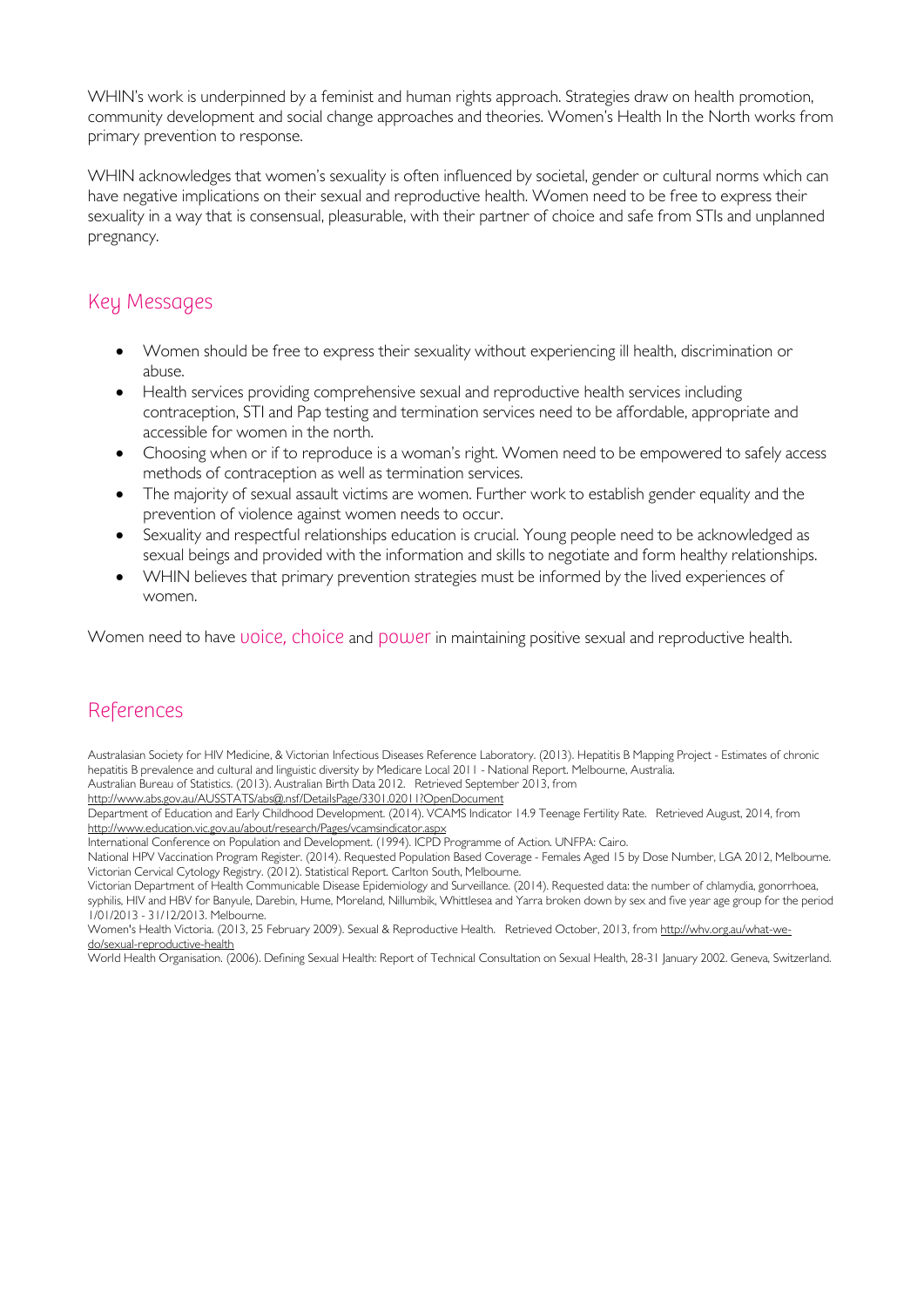WHIN's work is underpinned by a feminist and human rights approach. Strategies draw on health promotion, community development and social change approaches and theories. Women's Health In the North works from primary prevention to response.

WHIN acknowledges that women's sexuality is often influenced by societal, gender or cultural norms which can have negative implications on their sexual and reproductive health. Women need to be free to express their sexuality in a way that is consensual, pleasurable, with their partner of choice and safe from STIs and unplanned pregnancy.

## Key Messages

- Women should be free to express their sexuality without experiencing ill health, discrimination or abuse.
- Health services providing comprehensive sexual and reproductive health services including contraception, STI and Pap testing and termination services need to be affordable, appropriate and accessible for women in the north.
- Choosing when or if to reproduce is a woman's right. Women need to be empowered to safely access methods of contraception as well as termination services.
- The majority of sexual assault victims are women. Further work to establish gender equality and the prevention of violence against women needs to occur.
- Sexuality and respectful relationships education is crucial. Young people need to be acknowledged as sexual beings and provided with the information and skills to negotiate and form healthy relationships.
- WHIN believes that primary prevention strategies must be informed by the lived experiences of women.

Women need to have voice, choice and power in maintaining positive sexual and reproductive health.

## References

Australasian Society for HIV Medicine, & Victorian Infectious Diseases Reference Laboratory. (2013). Hepatitis B Mapping Project - Estimates of chronic hepatitis B prevalence and cultural and linguistic diversity by Medicare Local 2011 - National Report. Melbourne, Australia.

Australian Bureau of Statistics. (2013). Australian Birth Data 2012. Retrieved September 2013, from http://www.abs.gov.au/AUSSTATS/abs@.nsf/DetailsPage/3301.02011?OpenDocument

Department of Education and Early Childhood Development. (2014). VCAMS Indicator 14.9 Teenage Fertility Rate. Retrieved August, 2014, from http://www.education.vic.gov.au/about/research/Pages/vcamsindicator.aspx

International Conference on Population and Development. (1994). ICPD Programme of Action. UNFPA: Cairo.

National HPV Vaccination Program Register. (2014). Requested Population Based Coverage - Females Aged 15 by Dose Number, LGA 2012, Melbourne.

Victorian Cervical Cytology Registry. (2012). Statistical Report. Carlton South, Melbourne.

Victorian Department of Health Communicable Disease Epidemiology and Surveillance. (2014). Requested data: the number of chlamydia, gonorrhoea, syphilis, HIV and HBV for Banyule, Darebin, Hume, Moreland, Nillumbik, Whittlesea and Yarra broken down by sex and five year age group for the period 1/01/2013 - 31/12/2013. Melbourne.

Women's Health Victoria. (2013, 25 February 2009). Sexual & Reproductive Health. Retrieved October, 2013, from http://whv.org.au/what-we-do/sexual-reproductive-health

World Health Organisation. (2006). Defining Sexual Health: Report of Technical Consultation on Sexual Health, 28-31 January 2002. Geneva, Switzerland.